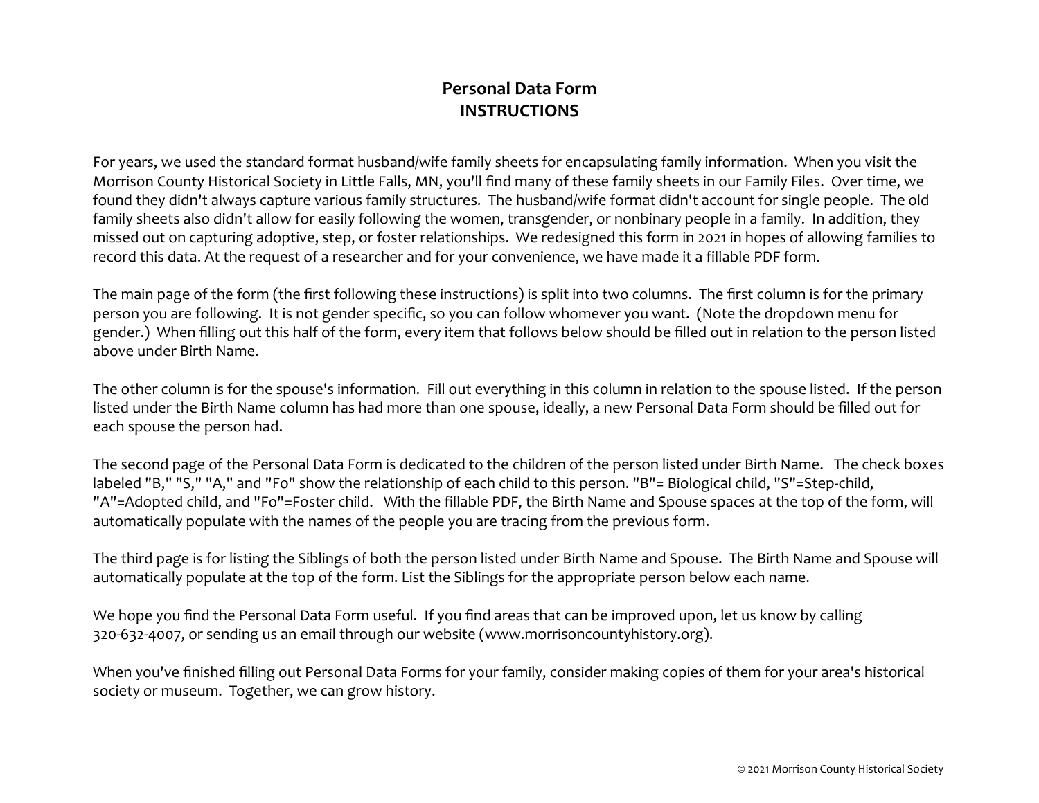# Personal Data Form
## INSTRUCTIONS

For years, we used the standard format husband/wife family sheets for encapsulating family information. When you visit the Morrison County Historical Society in Little Falls, MN, you'll find many of these family sheets in our Family Files. Over time, we found they didn't always capture various family structures. The husband/wife format didn't account for single people. The old family sheets also didn't allow for easily following the women, transgender, or nonbinary people in a family. In addition, they missed out on capturing adoptive, step, or foster relationships. We redesigned this form in 2021 in hopes of allowing families to record this data. At the request of a researcher and for your convenience, we have made it a fillable PDF form.

The main page of the form (the first following these instructions) is split into two columns. The first column is for the primary person you are following. It is not gender specific, so you can follow whomever you want. (Note the dropdown menu for gender.) When filling out this half of the form, every item that follows below should be filled out in relation to the person listed above under Birth Name.

The other column is for the spouse's information. Fill out everything in this column in relation to the spouse listed. If the person listed under the Birth Name column has had more than one spouse, ideally, a new Personal Data Form should be filled out for each spouse the person had.

The second page of the Personal Data Form is dedicated to the children of the person listed under Birth Name. The check boxes labeled "B," "S," "A," and "Fo" show the relationship of each child to this person. "B"= Biological child, "S"=Step-child, "A"=Adopted child, and "Fo"=Foster child. With the fillable PDF, the Birth Name and Spouse spaces at the top of the form, will automatically populate with the names of the people you are tracing from the previous form.

The third page is for listing the Siblings of both the person listed under Birth Name and Spouse. The Birth Name and Spouse will automatically populate at the top of the form. List the Siblings for the appropriate person below each name.

We hope you find the Personal Data Form useful. If you find areas that can be improved upon, let us know by calling 320-632-4007, or sending us an email through our website (www.morrisoncountyhistory.org).

When you've finished filling out Personal Data Forms for your family, consider making copies of them for your area's historical society or museum. Together, we can grow history.

© 2021 Morrison County Historical Society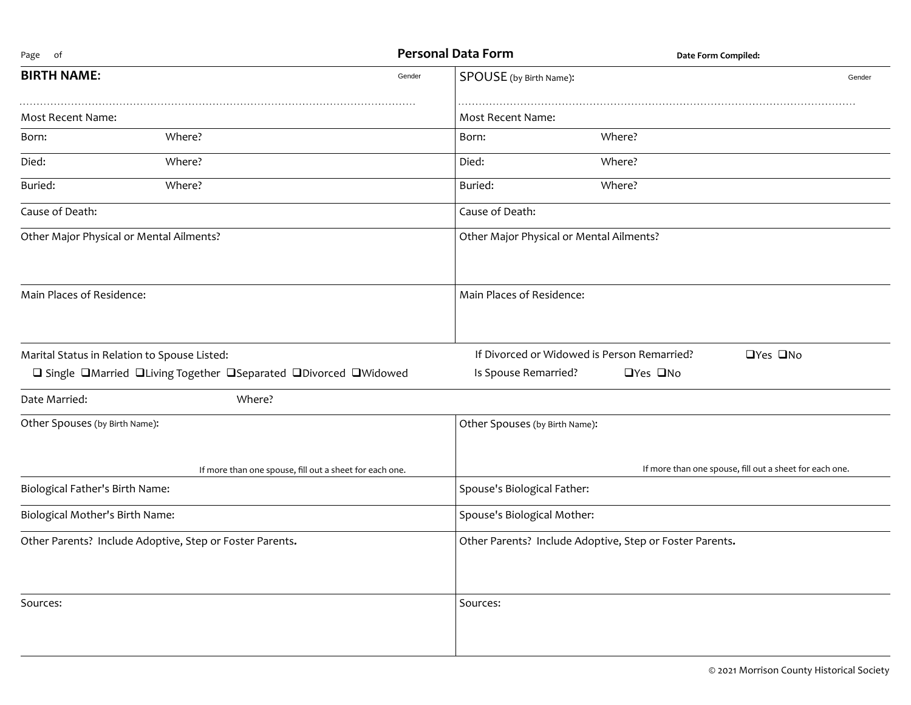Page of

# Personal Data Form

**Date Form Compiled:**

| **BIRTH NAME:** Gender | SPOUSE (by Birth Name): Gender |
|---|---|
| Most Recent Name: | Most Recent Name: |
| Born: Where? | Born: Where? |
| Died: Where? | Died: Where? |
| Buried: Where? | Buried: Where? |
| Cause of Death: | Cause of Death: |
| Other Major Physical or Mental Ailments? | Other Major Physical or Mental Ailments? |
| Main Places of Residence: | Main Places of Residence: |

Marital Status in Relation to Spouse Listed:

❑ Single ❑Married ❑Living Together ❑Separated ❑Divorced ❑Widowed

If Divorced or Widowed is Person Remarried? ❑Yes ❑No

Is Spouse Remarried? ❑Yes ❑No

Date Married: Where?

| Other Spouses (by Birth Name): If more than one spouse, fill out a sheet for each one. | Other Spouses (by Birth Name): If more than one spouse, fill out a sheet for each one. |
|---|---|
| Biological Father's Birth Name: | Spouse's Biological Father: |
| Biological Mother's Birth Name: | Spouse's Biological Mother: |
| Other Parents? Include Adoptive, Step or Foster Parents**.** | Other Parents? Include Adoptive, Step or Foster Parents**.** |
| Sources: | Sources: |

© 2021 Morrison County Historical Society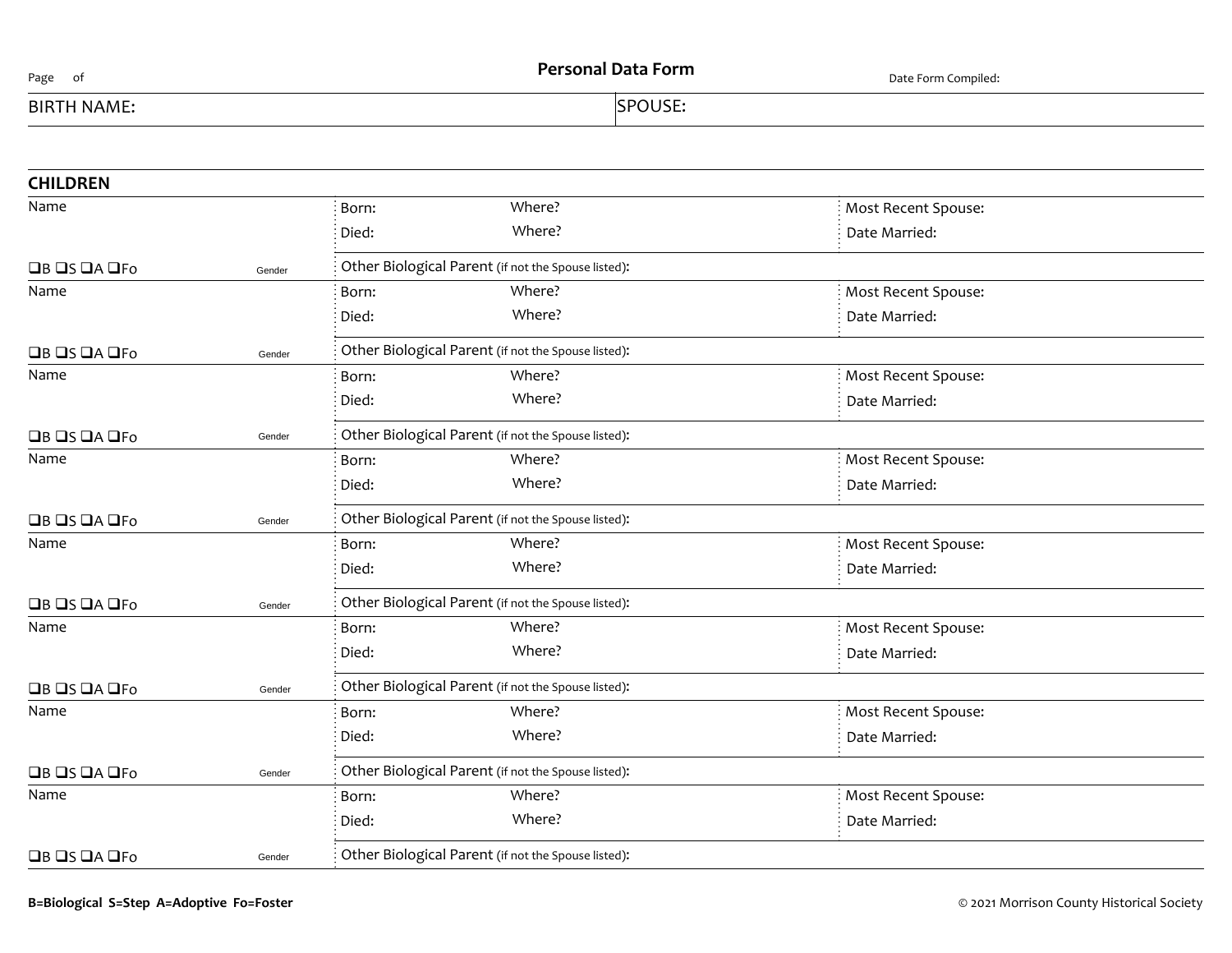Page of

**Personal Data Form**

Date Form Compiled:

| BIRTH NAME: | SPOUSE: |
|---|---|

## CHILDREN

| Name | Born: | Where? | Most Recent Spouse: |
|---|---|---|---|
| | Died: | Where? | Date Married: |
| ❑B ❑S ❑A ❑Fo Gender | Other Biological Parent (if not the Spouse listed): | | |
| Name | Born: | Where? | Most Recent Spouse: |
| | Died: | Where? | Date Married: |
| ❑B ❑S ❑A ❑Fo Gender | Other Biological Parent (if not the Spouse listed): | | |
| Name | Born: | Where? | Most Recent Spouse: |
| | Died: | Where? | Date Married: |
| ❑B ❑S ❑A ❑Fo Gender | Other Biological Parent (if not the Spouse listed): | | |
| Name | Born: | Where? | Most Recent Spouse: |
| | Died: | Where? | Date Married: |
| ❑B ❑S ❑A ❑Fo Gender | Other Biological Parent (if not the Spouse listed): | | |
| Name | Born: | Where? | Most Recent Spouse: |
| | Died: | Where? | Date Married: |
| ❑B ❑S ❑A ❑Fo Gender | Other Biological Parent (if not the Spouse listed): | | |
| Name | Born: | Where? | Most Recent Spouse: |
| | Died: | Where? | Date Married: |
| ❑B ❑S ❑A ❑Fo Gender | Other Biological Parent (if not the Spouse listed): | | |
| Name | Born: | Where? | Most Recent Spouse: |
| | Died: | Where? | Date Married: |
| ❑B ❑S ❑A ❑Fo Gender | Other Biological Parent (if not the Spouse listed): | | |
| Name | Born: | Where? | Most Recent Spouse: |
| | Died: | Where? | Date Married: |
| ❑B ❑S ❑A ❑Fo Gender | Other Biological Parent (if not the Spouse listed): | | |

**B=Biological S=Step A=Adoptive Fo=Foster**

© 2021 Morrison County Historical Society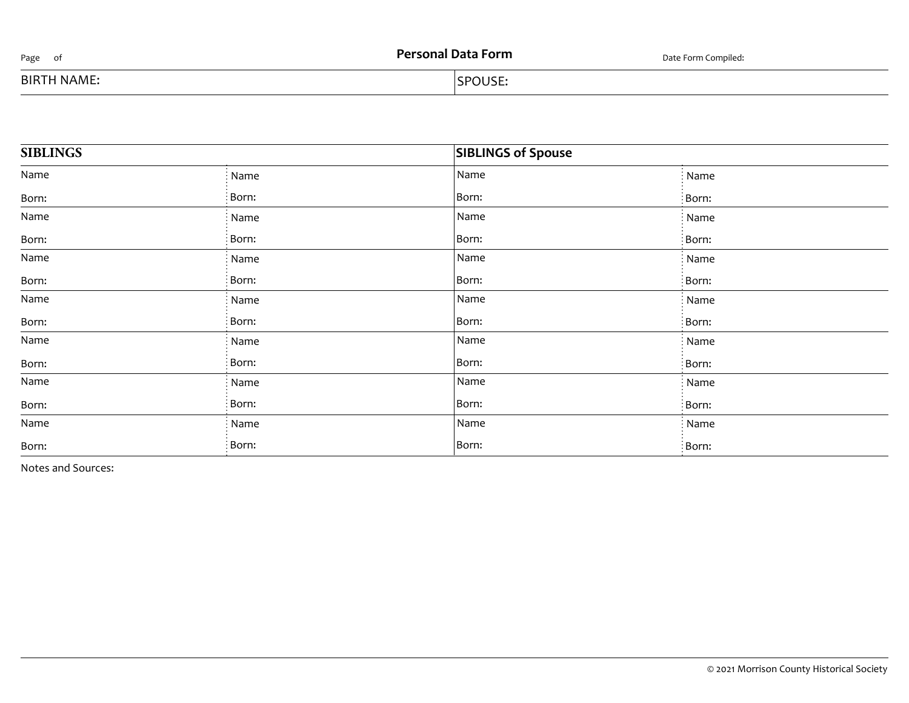Page of

**Personal Data Form**

Date Form Compiled:

| BIRTH NAME: | SPOUSE: |
|---|---|

| **SIBLINGS** | | **SIBLINGS of Spouse** | |
|---|---|---|---|
| Name<br>Born: | Name<br>Born: | Name<br>Born: | Name<br>Born: |
| Name<br>Born: | Name<br>Born: | Name<br>Born: | Name<br>Born: |
| Name<br>Born: | Name<br>Born: | Name<br>Born: | Name<br>Born: |
| Name<br>Born: | Name<br>Born: | Name<br>Born: | Name<br>Born: |
| Name<br>Born: | Name<br>Born: | Name<br>Born: | Name<br>Born: |
| Name<br>Born: | Name<br>Born: | Name<br>Born: | Name<br>Born: |
| Name<br>Born: | Name<br>Born: | Name<br>Born: | Name<br>Born: |

Notes and Sources:

© 2021 Morrison County Historical Society